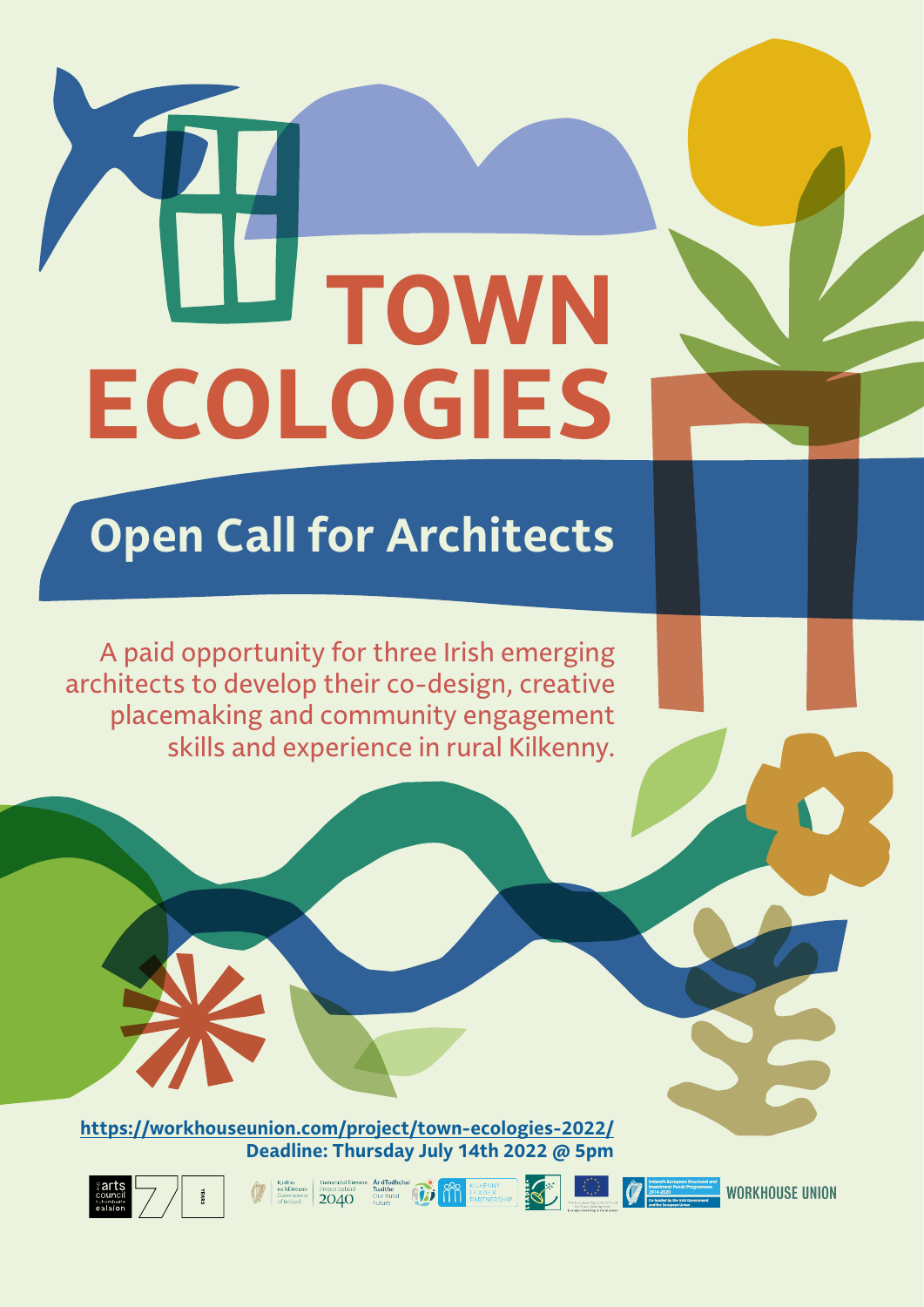# TOWN ECOLOGIES

## Open Call for Architects

A paid opportunity for three Irish emerging architects to develop their co-design, creative placemaking and community engagement skills and experience in rural Kilkenny.

**https://workhouseunion.com/project/town-ecologies-2022/**

**Deadline: Thursday July 14th 2022 @ 5pm**

WORKHOUSE UNION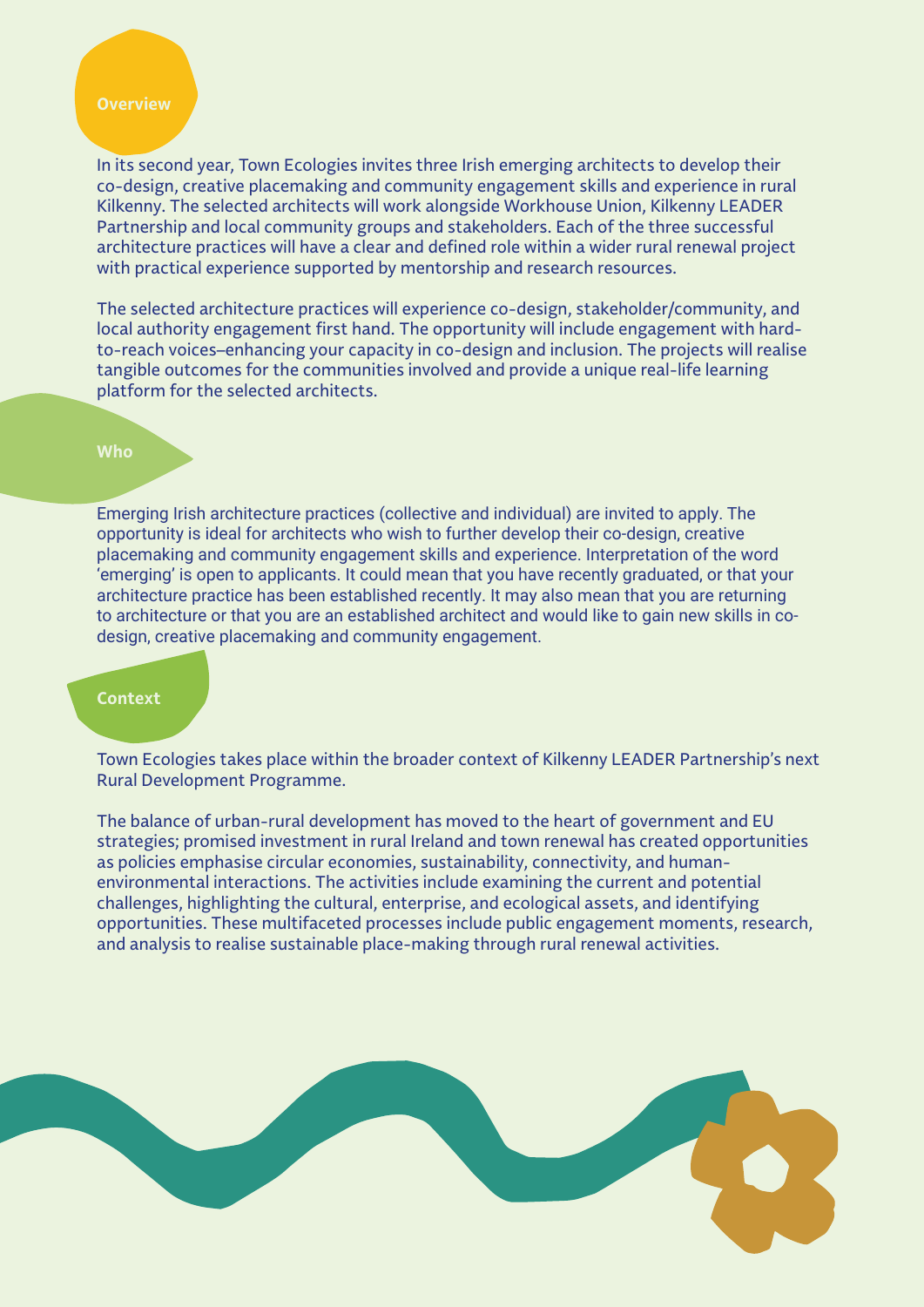## Overview

In its second year, Town Ecologies invites three Irish emerging architects to develop their co-design, creative placemaking and community engagement skills and experience in rural Kilkenny. The selected architects will work alongside Workhouse Union, Kilkenny LEADER Partnership and local community groups and stakeholders. Each of the three successful architecture practices will have a clear and defined role within a wider rural renewal project with practical experience supported by mentorship and research resources.

The selected architecture practices will experience co-design, stakeholder/community, and local authority engagement first hand. The opportunity will include engagement with hard-to-reach voices–enhancing your capacity in co-design and inclusion. The projects will realise tangible outcomes for the communities involved and provide a unique real-life learning platform for the selected architects.

## Who

Emerging Irish architecture practices (collective and individual) are invited to apply. The opportunity is ideal for architects who wish to further develop their co-design, creative placemaking and community engagement skills and experience. Interpretation of the word 'emerging' is open to applicants. It could mean that you have recently graduated, or that your architecture practice has been established recently. It may also mean that you are returning to architecture or that you are an established architect and would like to gain new skills in co-design, creative placemaking and community engagement.

## Context

Town Ecologies takes place within the broader context of Kilkenny LEADER Partnership's next Rural Development Programme.

The balance of urban-rural development has moved to the heart of government and EU strategies; promised investment in rural Ireland and town renewal has created opportunities as policies emphasise circular economies, sustainability, connectivity, and human-environmental interactions. The activities include examining the current and potential challenges, highlighting the cultural, enterprise, and ecological assets, and identifying opportunities. These multifaceted processes include public engagement moments, research, and analysis to realise sustainable place-making through rural renewal activities.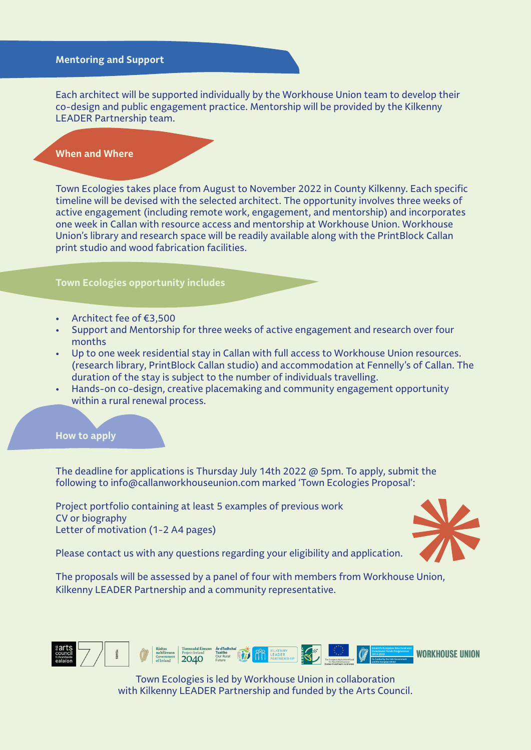## Mentoring and Support

Each architect will be supported individually by the Workhouse Union team to develop their co-design and public engagement practice. Mentorship will be provided by the Kilkenny LEADER Partnership team.

## When and Where

Town Ecologies takes place from August to November 2022 in County Kilkenny. Each specific timeline will be devised with the selected architect. The opportunity involves three weeks of active engagement (including remote work, engagement, and mentorship) and incorporates one week in Callan with resource access and mentorship at Workhouse Union. Workhouse Union's library and research space will be readily available along with the PrintBlock Callan print studio and wood fabrication facilities.

## Town Ecologies opportunity includes

- Architect fee of €3,500
- Support and Mentorship for three weeks of active engagement and research over four months
- Up to one week residential stay in Callan with full access to Workhouse Union resources. (research library, PrintBlock Callan studio) and accommodation at Fennelly's of Callan. The duration of the stay is subject to the number of individuals travelling.
- Hands-on co-design, creative placemaking and community engagement opportunity within a rural renewal process.

## How to apply

The deadline for applications is Thursday July 14th 2022 @ 5pm. To apply, submit the following to info@callanworkhouseunion.com marked 'Town Ecologies Proposal':

Project portfolio containing at least 5 examples of previous work
CV or biography
Letter of motivation (1-2 A4 pages)

Please contact us with any questions regarding your eligibility and application.

The proposals will be assessed by a panel of four with members from Workhouse Union, Kilkenny LEADER Partnership and a community representative.

Town Ecologies is led by Workhouse Union in collaboration with Kilkenny LEADER Partnership and funded by the Arts Council.